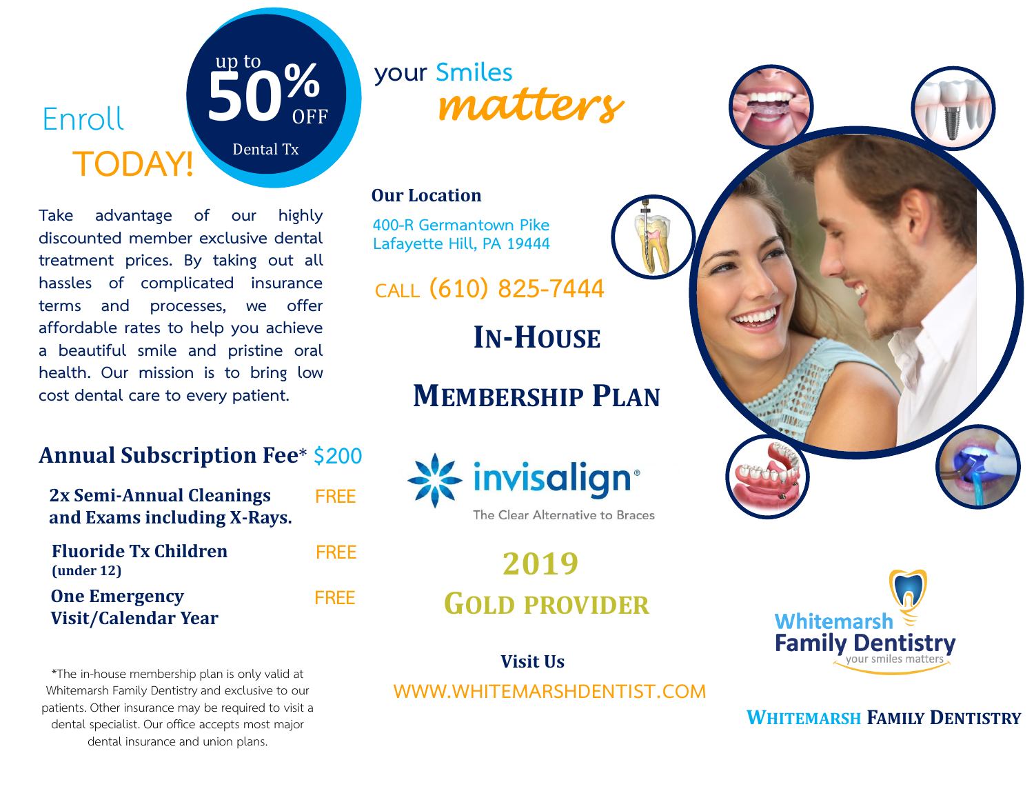# Enroll TODAY!

up to **50%** OFF
Dental Tx

Take advantage of our highly discounted member exclusive dental treatment prices. By taking out all hassles of complicated insurance terms and processes, we offer affordable rates to help you achieve a beautiful smile and pristine oral health. Our mission is to bring low cost dental care to every patient.

## Annual Subscription Fee* $200

| | |
|---|---|
| **2x Semi-Annual Cleanings and Exams including X-Rays.** | FREE |
| **Fluoride Tx Children (under 12)** | FREE |
| **One Emergency Visit/Calendar Year** | FREE |

*The in-house membership plan is only valid at Whitemarsh Family Dentistry and exclusive to our patients. Other insurance may be required to visit a dental specialist. Our office accepts most major dental insurance and union plans.

your Smiles *matters*

**Our Location**

400-R Germantown Pike
Lafayette Hill, PA 19444

CALL (610) 825-7444

# In-House Membership Plan

invisalign®
The Clear Alternative to Braces

## 2019 Gold Provider

**Visit Us**

WWW.WHITEMARSHDENTIST.COM

Whitemarsh Family Dentistry
your smiles matters

**Whitemarsh Family Dentistry**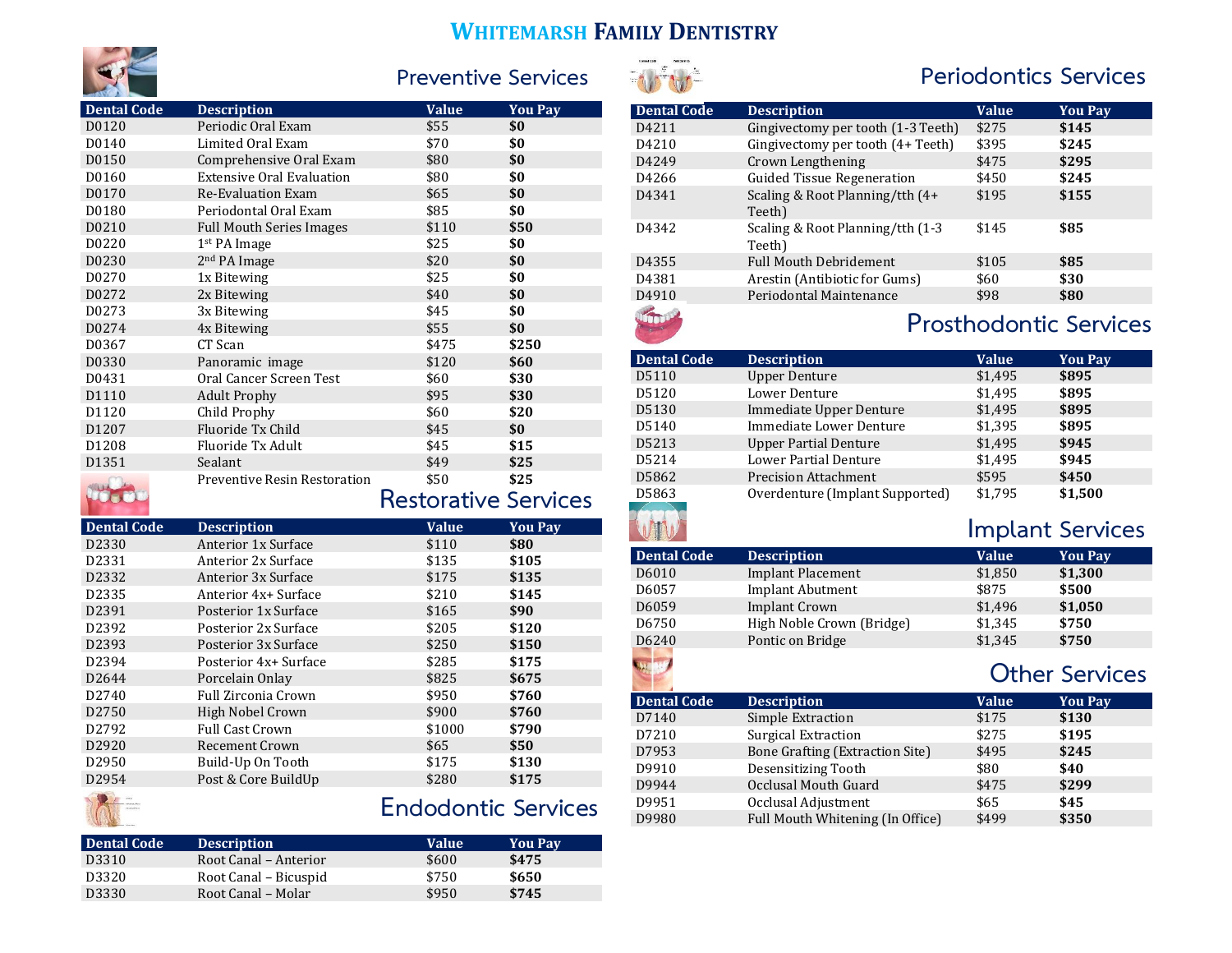# Whitemarsh Family Dentistry

## Preventive Services

| Dental Code | Description | Value | You Pay |
|---|---|---|---|
| D0120 | Periodic Oral Exam | $55 | **$0** |
| D0140 | Limited Oral Exam | $70 | **$0** |
| D0150 | Comprehensive Oral Exam | $80 | **$0** |
| D0160 | Extensive Oral Evaluation | $80 | **$0** |
| D0170 | Re-Evaluation Exam | $65 | **$0** |
| D0180 | Periodontal Oral Exam | $85 | **$0** |
| D0210 | Full Mouth Series Images | $110 | **$50** |
| D0220 | 1st PA Image | $25 | **$0** |
| D0230 | 2nd PA Image | $20 | **$0** |
| D0270 | 1x Bitewing | $25 | **$0** |
| D0272 | 2x Bitewing | $40 | **$0** |
| D0273 | 3x Bitewing | $45 | **$0** |
| D0274 | 4x Bitewing | $55 | **$0** |
| D0367 | CT Scan | $475 | **$250** |
| D0330 | Panoramic image | $120 | **$60** |
| D0431 | Oral Cancer Screen Test | $60 | **$30** |
| D1110 | Adult Prophy | $95 | **$30** |
| D1120 | Child Prophy | $60 | **$20** |
| D1207 | Fluoride Tx Child | $45 | **$0** |
| D1208 | Fluoride Tx Adult | $45 | **$15** |
| D1351 | Sealant | $49 | **$25** |
| | Preventive Resin Restoration | $50 | **$25** |

## Restorative Services

| Dental Code | Description | Value | You Pay |
|---|---|---|---|
| D2330 | Anterior 1x Surface | $110 | **$80** |
| D2331 | Anterior 2x Surface | $135 | **$105** |
| D2332 | Anterior 3x Surface | $175 | **$135** |
| D2335 | Anterior 4x+ Surface | $210 | **$145** |
| D2391 | Posterior 1x Surface | $165 | **$90** |
| D2392 | Posterior 2x Surface | $205 | **$120** |
| D2393 | Posterior 3x Surface | $250 | **$150** |
| D2394 | Posterior 4x+ Surface | $285 | **$175** |
| D2644 | Porcelain Onlay | $825 | **$675** |
| D2740 | Full Zirconia Crown | $950 | **$760** |
| D2750 | High Nobel Crown | $900 | **$760** |
| D2792 | Full Cast Crown | $1000 | **$790** |
| D2920 | Recement Crown | $65 | **$50** |
| D2950 | Build-Up On Tooth | $175 | **$130** |
| D2954 | Post & Core BuildUp | $280 | **$175** |

## Endodontic Services

| Dental Code | Description | Value | You Pay |
|---|---|---|---|
| D3310 | Root Canal – Anterior | $600 | **$475** |
| D3320 | Root Canal – Bicuspid | $750 | **$650** |
| D3330 | Root Canal – Molar | $950 | **$745** |

## Periodontics Services

| Dental Code | Description | Value | You Pay |
|---|---|---|---|
| D4211 | Gingivectomy per tooth (1-3 Teeth) | $275 | **$145** |
| D4210 | Gingivectomy per tooth (4+ Teeth) | $395 | **$245** |
| D4249 | Crown Lengthening | $475 | **$295** |
| D4266 | Guided Tissue Regeneration | $450 | **$245** |
| D4341 | Scaling & Root Planning/tth (4+ Teeth) | $195 | **$155** |
| D4342 | Scaling & Root Planning/tth (1-3 Teeth) | $145 | **$85** |
| D4355 | Full Mouth Debridement | $105 | **$85** |
| D4381 | Arestin (Antibiotic for Gums) | $60 | **$30** |
| D4910 | Periodontal Maintenance | $98 | **$80** |

## Prosthodontic Services

| Dental Code | Description | Value | You Pay |
|---|---|---|---|
| D5110 | Upper Denture | $1,495 | **$895** |
| D5120 | Lower Denture | $1,495 | **$895** |
| D5130 | Immediate Upper Denture | $1,495 | **$895** |
| D5140 | Immediate Lower Denture | $1,395 | **$895** |
| D5213 | Upper Partial Denture | $1,495 | **$945** |
| D5214 | Lower Partial Denture | $1,495 | **$945** |
| D5862 | Precision Attachment | $595 | **$450** |
| D5863 | Overdenture (Implant Supported) | $1,795 | **$1,500** |

## Implant Services

| Dental Code | Description | Value | You Pay |
|---|---|---|---|
| D6010 | Implant Placement | $1,850 | **$1,300** |
| D6057 | Implant Abutment | $875 | **$500** |
| D6059 | Implant Crown | $1,496 | **$1,050** |
| D6750 | High Noble Crown (Bridge) | $1,345 | **$750** |
| D6240 | Pontic on Bridge | $1,345 | **$750** |

## Other Services

| Dental Code | Description | Value | You Pay |
|---|---|---|---|
| D7140 | Simple Extraction | $175 | **$130** |
| D7210 | Surgical Extraction | $275 | **$195** |
| D7953 | Bone Grafting (Extraction Site) | $495 | **$245** |
| D9910 | Desensitizing Tooth | $80 | **$40** |
| D9944 | Occlusal Mouth Guard | $475 | **$299** |
| D9951 | Occlusal Adjustment | $65 | **$45** |
| D9980 | Full Mouth Whitening (In Office) | $499 | **$350** |